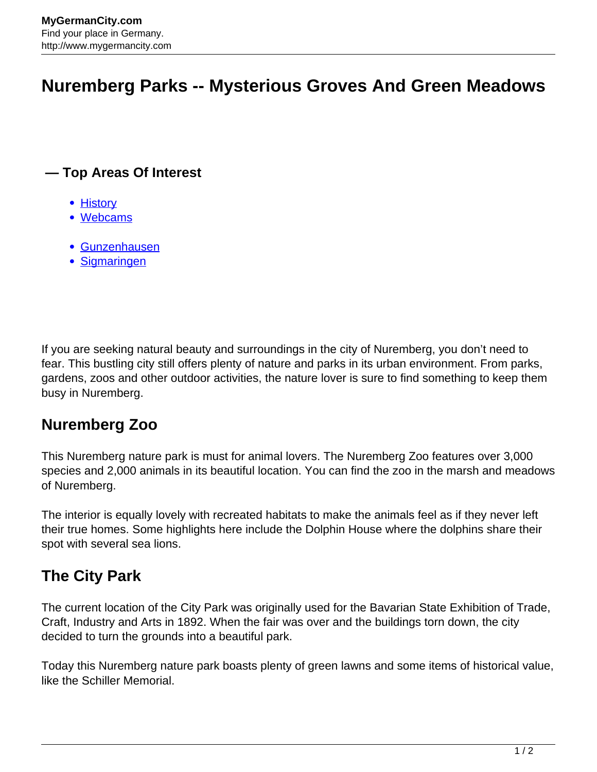# Nuremberg Parks -- Mysterious Groves And Green Meadows

### — Top Areas Of Interest

- History
- Webcams

- Gunzenhausen
- Sigmaringen

If you are seeking natural beauty and surroundings in the city of Nuremberg, you don't need to fear. This bustling city still offers plenty of nature and parks in its urban environment. From parks, gardens, zoos and other outdoor activities, the nature lover is sure to find something to keep them busy in Nuremberg.

## Nuremberg Zoo

This Nuremberg nature park is must for animal lovers. The Nuremberg Zoo features over 3,000 species and 2,000 animals in its beautiful location. You can find the zoo in the marsh and meadows of Nuremberg.

The interior is equally lovely with recreated habitats to make the animals feel as if they never left their true homes. Some highlights here include the Dolphin House where the dolphins share their spot with several sea lions.

## The City Park

The current location of the City Park was originally used for the Bavarian State Exhibition of Trade, Craft, Industry and Arts in 1892. When the fair was over and the buildings torn down, the city decided to turn the grounds into a beautiful park.

Today this Nuremberg nature park boasts plenty of green lawns and some items of historical value, like the Schiller Memorial.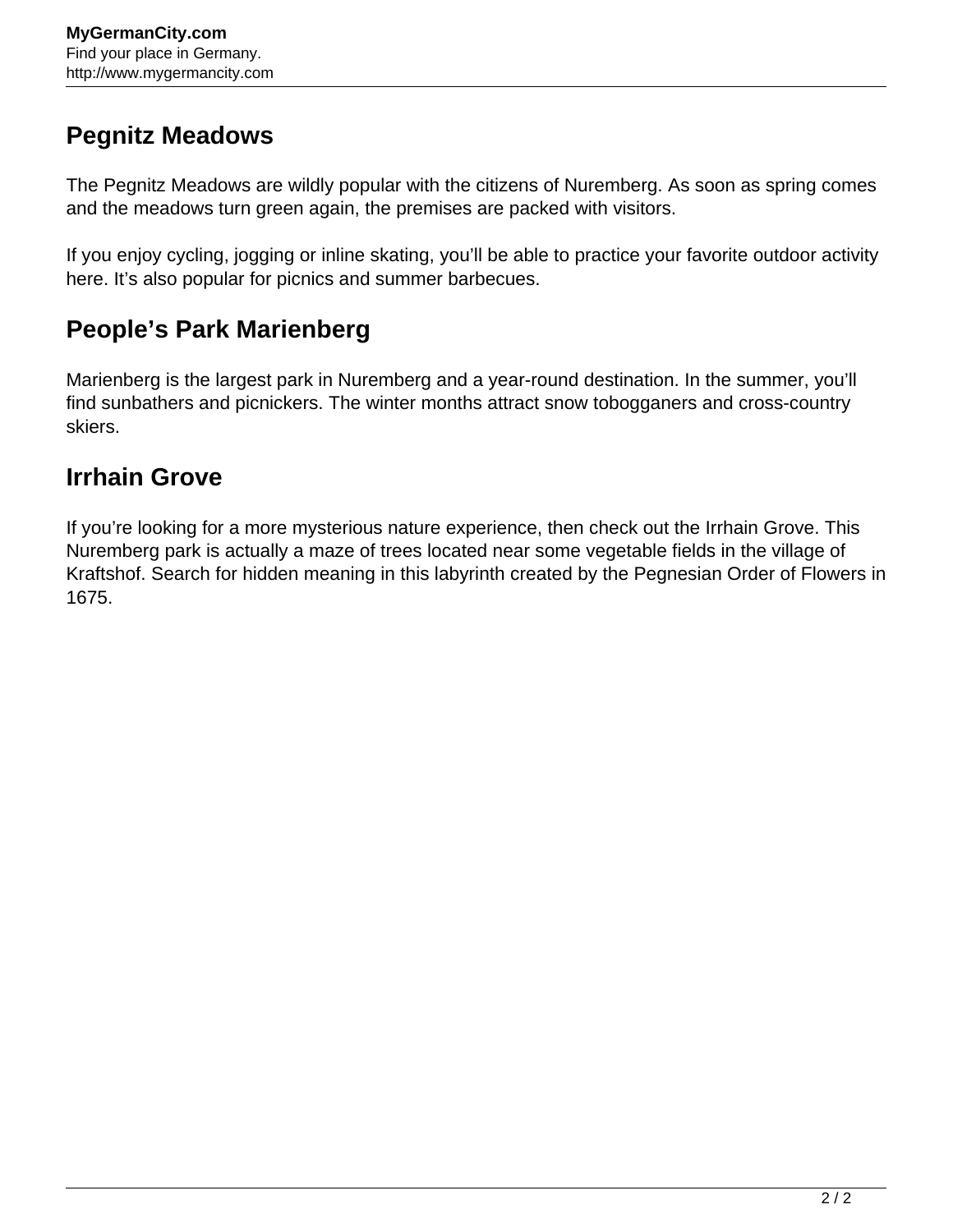## Pegnitz Meadows

The Pegnitz Meadows are wildly popular with the citizens of Nuremberg. As soon as spring comes and the meadows turn green again, the premises are packed with visitors.

If you enjoy cycling, jogging or inline skating, you'll be able to practice your favorite outdoor activity here. It's also popular for picnics and summer barbecues.

## People's Park Marienberg

Marienberg is the largest park in Nuremberg and a year-round destination. In the summer, you'll find sunbathers and picnickers. The winter months attract snow tobogganers and cross-country skiers.

## Irrhain Grove

If you're looking for a more mysterious nature experience, then check out the Irrhain Grove. This Nuremberg park is actually a maze of trees located near some vegetable fields in the village of Kraftshof. Search for hidden meaning in this labyrinth created by the Pegnesian Order of Flowers in 1675.